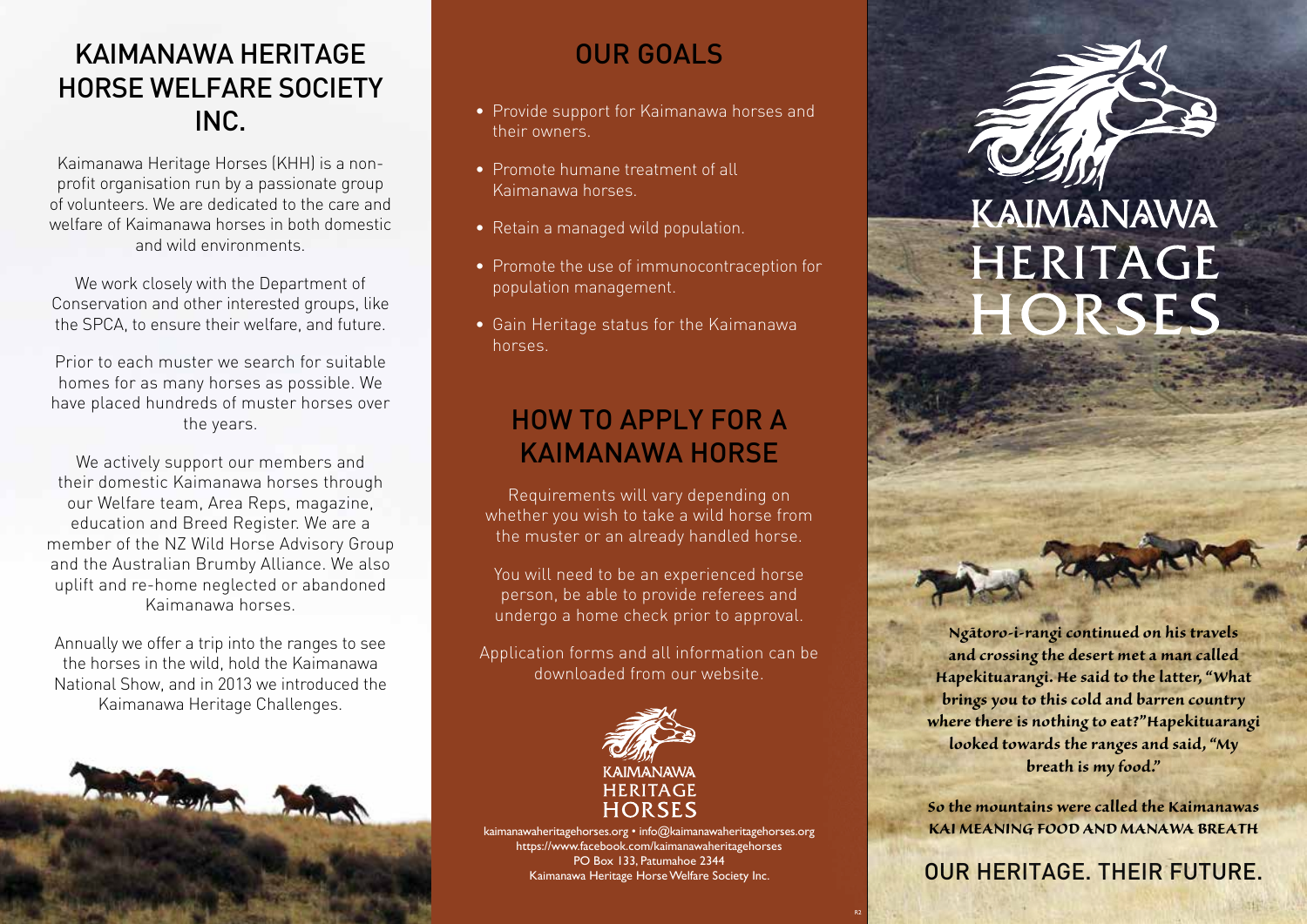# KAIMANAWA HERITAGE HORSE WELFARE SOCIETY INC.

Kaimanawa Heritage Horses (KHH) is a non-profit organisation run by a passionate group of volunteers. We are dedicated to the care and welfare of Kaimanawa horses in both domestic and wild environments.

We work closely with the Department of Conservation and other interested groups, like the SPCA, to ensure their welfare, and future.

Prior to each muster we search for suitable homes for as many horses as possible. We have placed hundreds of muster horses over the years.

We actively support our members and their domestic Kaimanawa horses through our Welfare team, Area Reps, magazine, education and Breed Register. We are a member of the NZ Wild Horse Advisory Group and the Australian Brumby Alliance. We also uplift and re-home neglected or abandoned Kaimanawa horses.

Annually we offer a trip into the ranges to see the horses in the wild, hold the Kaimanawa National Show, and in 2013 we introduced the Kaimanawa Heritage Challenges.

## OUR GOALS

- Provide support for Kaimanawa horses and their owners.
- Promote humane treatment of all Kaimanawa horses.
- Retain a managed wild population.
- Promote the use of immunocontraception for population management.
- Gain Heritage status for the Kaimanawa horses.

## HOW TO APPLY FOR A KAIMANAWA HORSE

Requirements will vary depending on whether you wish to take a wild horse from the muster or an already handled horse.

You will need to be an experienced horse person, be able to provide referees and undergo a home check prior to approval.

Application forms and all information can be downloaded from our website.

KAIMANAWA HERITAGE HORSES

kaimanawaheritagehorses.org • info@kaimanawaheritagehorses.org
https://www.facebook.com/kaimanawaheritagehorses
PO Box 133, Patumahoe 2344
Kaimanawa Heritage Horse Welfare Society Inc.

# KAIMANAWA HERITAGE HORSES

*Ngātoro-i-rangi continued on his travels and crossing the desert met a man called Hapekituarangi. He said to the latter, "What brings you to this cold and barren country where there is nothing to eat?" Hapekituarangi looked towards the ranges and said, "My breath is my food."*

*So the mountains were called the Kaimanawas KAI MEANING FOOD AND MANAWA BREATH*

## OUR HERITAGE. THEIR FUTURE.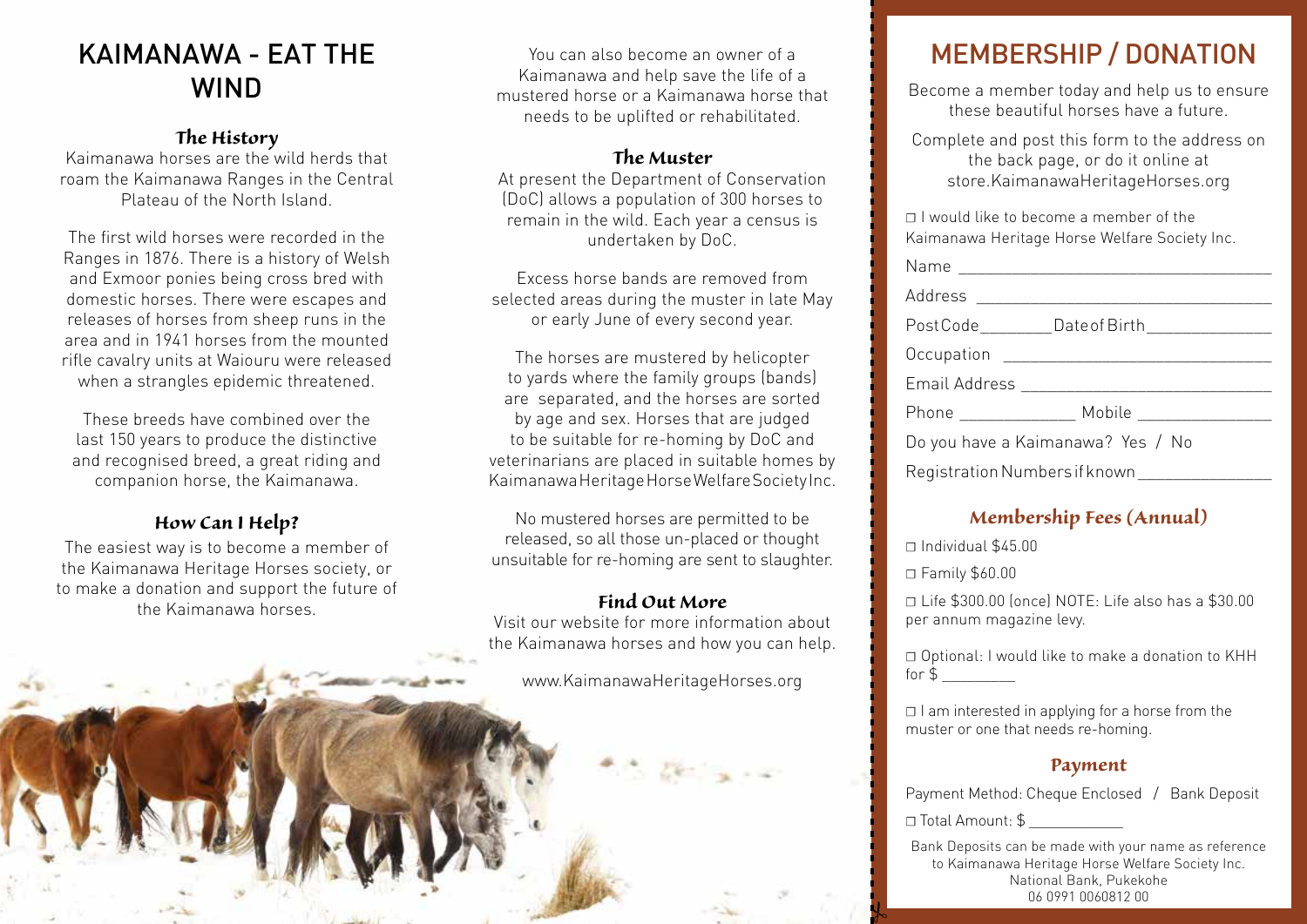# KAIMANAWA - EAT THE WIND

### The History

Kaimanawa horses are the wild herds that roam the Kaimanawa Ranges in the Central Plateau of the North Island.

The first wild horses were recorded in the Ranges in 1876. There is a history of Welsh and Exmoor ponies being cross bred with domestic horses. There were escapes and releases of horses from sheep runs in the area and in 1941 horses from the mounted rifle cavalry units at Waiouru were released when a strangles epidemic threatened.

These breeds have combined over the last 150 years to produce the distinctive and recognised breed, a great riding and companion horse, the Kaimanawa.

### How Can I Help?

The easiest way is to become a member of the Kaimanawa Heritage Horses society, or to make a donation and support the future of the Kaimanawa horses.

You can also become an owner of a Kaimanawa and help save the life of a mustered horse or a Kaimanawa horse that needs to be uplifted or rehabilitated.

### The Muster

At present the Department of Conservation (DoC) allows a population of 300 horses to remain in the wild. Each year a census is undertaken by DoC.

Excess horse bands are removed from selected areas during the muster in late May or early June of every second year.

The horses are mustered by helicopter to yards where the family groups (bands) are separated, and the horses are sorted by age and sex. Horses that are judged to be suitable for re-homing by DoC and veterinarians are placed in suitable homes by Kaimanawa Heritage Horse Welfare Society Inc.

No mustered horses are permitted to be released, so all those un-placed or thought unsuitable for re-homing are sent to slaughter.

### Find Out More

Visit our website for more information about the Kaimanawa horses and how you can help.

www.KaimanawaHeritageHorses.org

# MEMBERSHIP / DONATION

Become a member today and help us to ensure these beautiful horses have a future.

Complete and post this form to the address on the back page, or do it online at store.KaimanawaHeritageHorses.org

☐ I would like to become a member of the Kaimanawa Heritage Horse Welfare Society Inc.

Name ____________________________________

Address __________________________________

Post Code ________ Date of Birth ______________

Occupation ______________________________

Email Address ____________________________

Phone _____________ Mobile _______________

Do you have a Kaimanawa? Yes / No

Registration Numbers if known _______________

### Membership Fees (Annual)

☐ Individual $45.00

☐ Family $60.00

☐ Life $300.00 (once) NOTE: Life also has a $30.00 per annum magazine levy.

☐ Optional: I would like to make a donation to KHH for $ _________

☐ I am interested in applying for a horse from the muster or one that needs re-homing.

### Payment

Payment Method: Cheque Enclosed / Bank Deposit

☐ Total Amount: $ ___________

Bank Deposits can be made with your name as reference to Kaimanawa Heritage Horse Welfare Society Inc.
National Bank, Pukekohe
06 0991 0060812 00